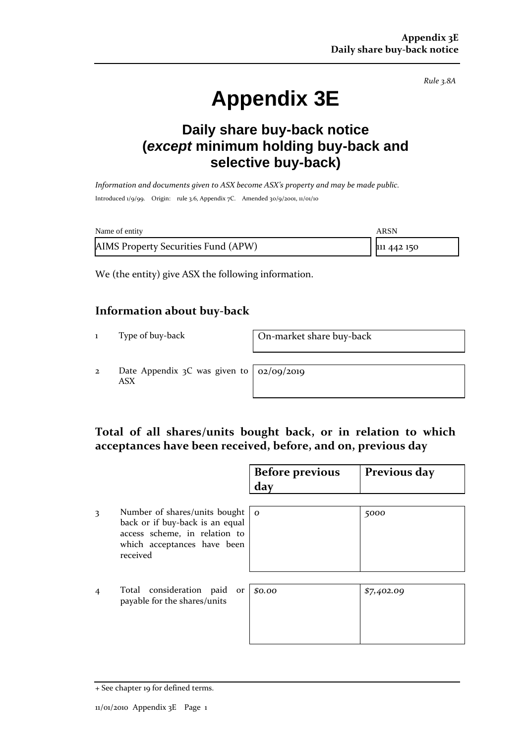*Rule 3.8A*

# Appendix 3E

## Daily share buy-back notice (*except* minimum holding buy-back and selective buy-back)

*Information and documents given to ASX become ASX's property and may be made public.*

Introduced 1/9/99. Origin: rule 3.6, Appendix 7C. Amended 30/9/2001, 11/01/10

| Name of entity | ARSN |
|---|---|
| AIMS Property Securities Fund (APW) | 111 442 150 |

We (the entity) give ASX the following information.

### Information about buy-back

| | | |
|---|---|---|
| 1 | Type of buy-back | On-market share buy-back |
| 2 | Date Appendix 3C was given to ASX | 02/09/2019 |

### Total of all shares/units bought back, or in relation to which acceptances have been received, before, and on, previous day

| | | Before previous day | Previous day |
|---|---|---|---|
| 3 | Number of shares/units bought back or if buy-back is an equal access scheme, in relation to which acceptances have been received | *0* | *5000* |
| 4 | Total consideration paid or payable for the shares/units | *$0.00* | *$7,402.09* |

+ See chapter 19 for defined terms.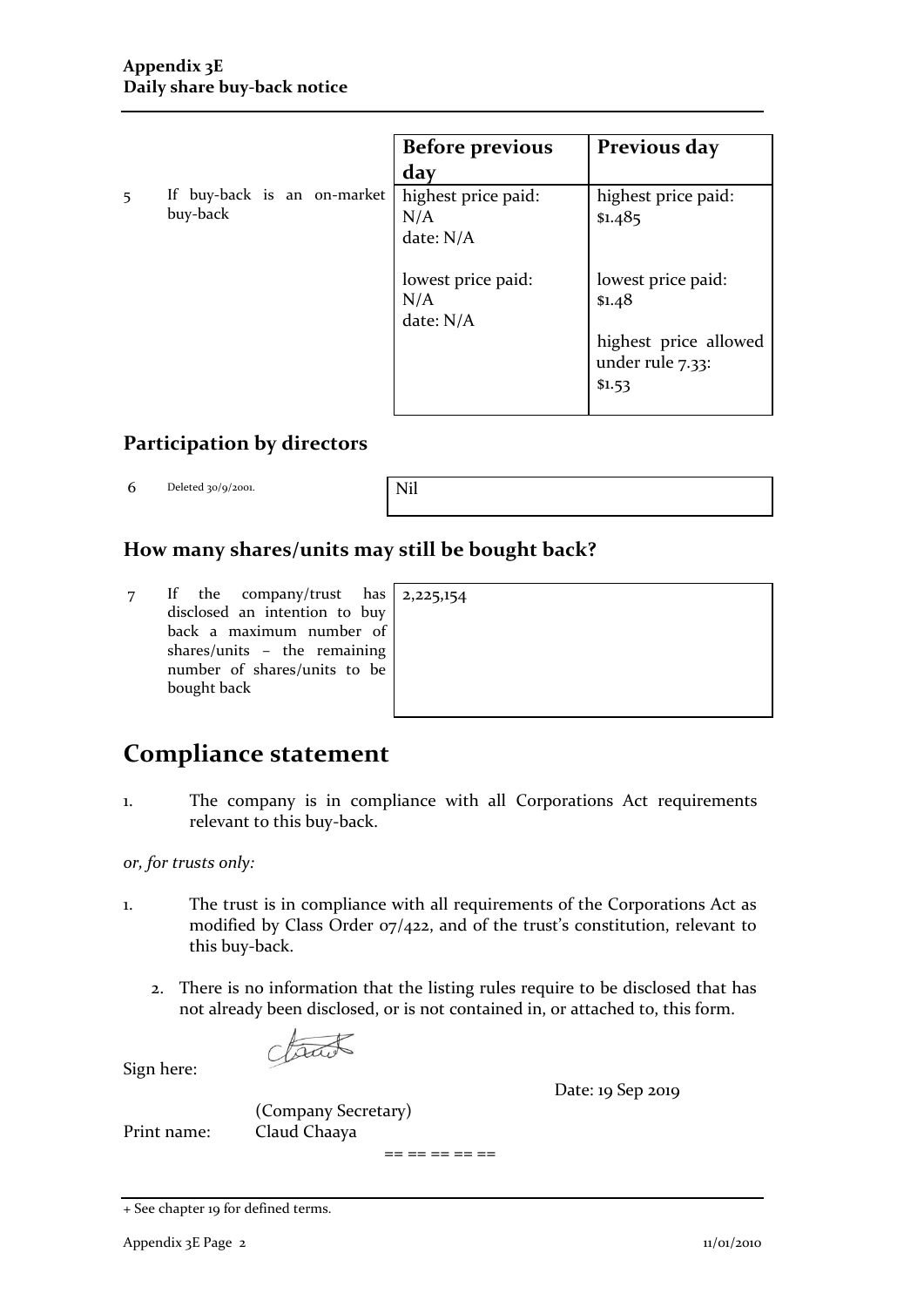| | | Before previous day | Previous day |
|---|---|---|---|
| 5 | If buy-back is an on-market buy-back | highest price paid: N/A<br>date: N/A<br><br>lowest price paid: N/A<br>date: N/A | highest price paid: $1.485<br><br>lowest price paid: $1.48<br><br>highest price allowed under rule 7.33: $1.53 |

## Participation by directors

| | | |
|---|---|---|
| 6 | Deleted 30/9/2001. | Nil |

## How many shares/units may still be bought back?

| | | |
|---|---|---|
| 7 | If the company/trust has disclosed an intention to buy back a maximum number of shares/units – the remaining number of shares/units to be bought back | 2,225,154 |

# Compliance statement

1. The company is in compliance with all Corporations Act requirements relevant to this buy-back.

*or, for trusts only:*

1. The trust is in compliance with all requirements of the Corporations Act as modified by Class Order 07/422, and of the trust's constitution, relevant to this buy-back.

2. There is no information that the listing rules require to be disclosed that has not already been disclosed, or is not contained in, or attached to, this form.

Sign here: (Company Secretary)

Date: 19 Sep 2019

Print name: Claud Chaaya

== == == == ==

+ See chapter 19 for defined terms.